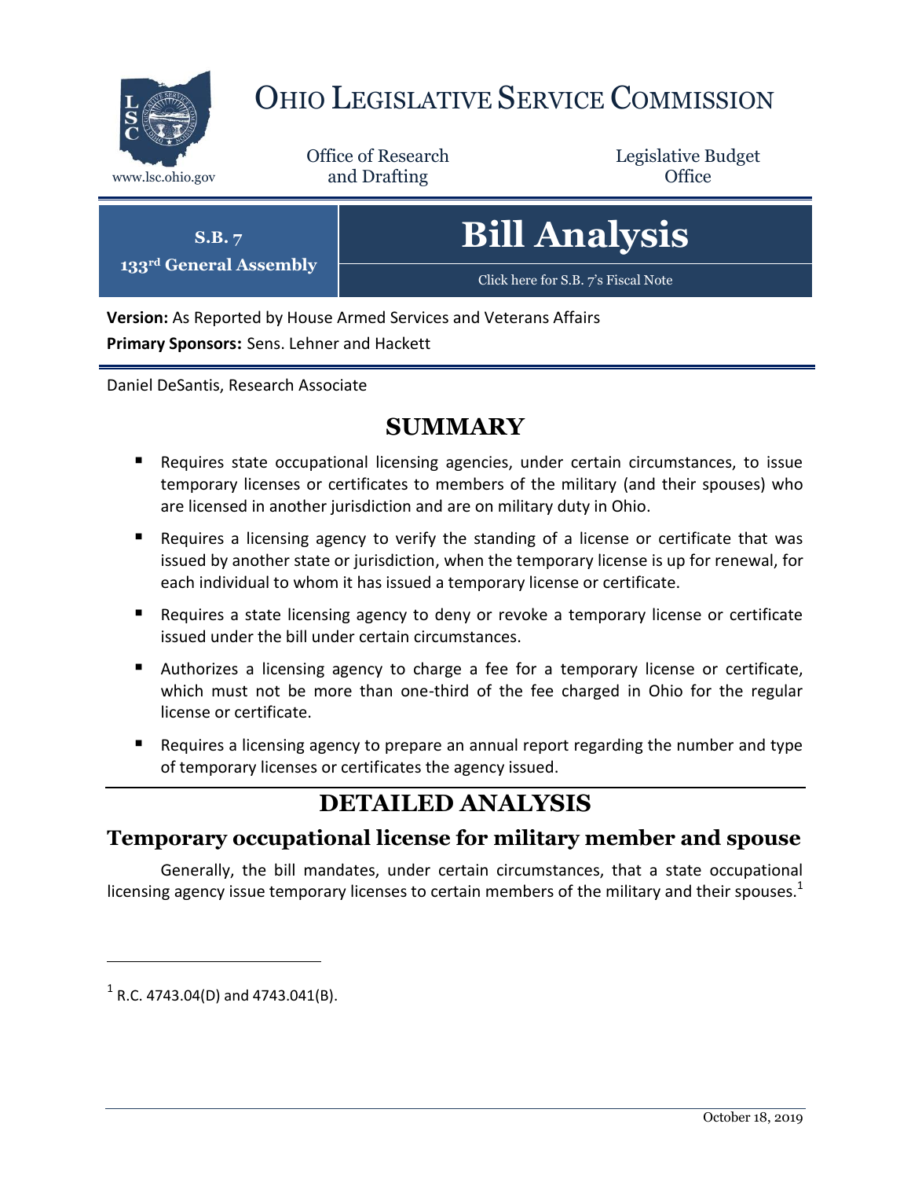# OHIO LEGISLATIVE SERVICE COMMISSION

www.lsc.ohio.gov

Office of Research and Drafting

Legislative Budget Office

**S.B. 7**
**133rd General Assembly**

# Bill Analysis

Click here for S.B. 7's Fiscal Note

**Version:** As Reported by House Armed Services and Veterans Affairs

**Primary Sponsors:** Sens. Lehner and Hackett

Daniel DeSantis, Research Associate

## SUMMARY

- Requires state occupational licensing agencies, under certain circumstances, to issue temporary licenses or certificates to members of the military (and their spouses) who are licensed in another jurisdiction and are on military duty in Ohio.
- Requires a licensing agency to verify the standing of a license or certificate that was issued by another state or jurisdiction, when the temporary license is up for renewal, for each individual to whom it has issued a temporary license or certificate.
- Requires a state licensing agency to deny or revoke a temporary license or certificate issued under the bill under certain circumstances.
- Authorizes a licensing agency to charge a fee for a temporary license or certificate, which must not be more than one-third of the fee charged in Ohio for the regular license or certificate.
- Requires a licensing agency to prepare an annual report regarding the number and type of temporary licenses or certificates the agency issued.

## DETAILED ANALYSIS

### Temporary occupational license for military member and spouse

Generally, the bill mandates, under certain circumstances, that a state occupational licensing agency issue temporary licenses to certain members of the military and their spouses.[1]

[1] R.C. 4743.04(D) and 4743.041(B).

October 18, 2019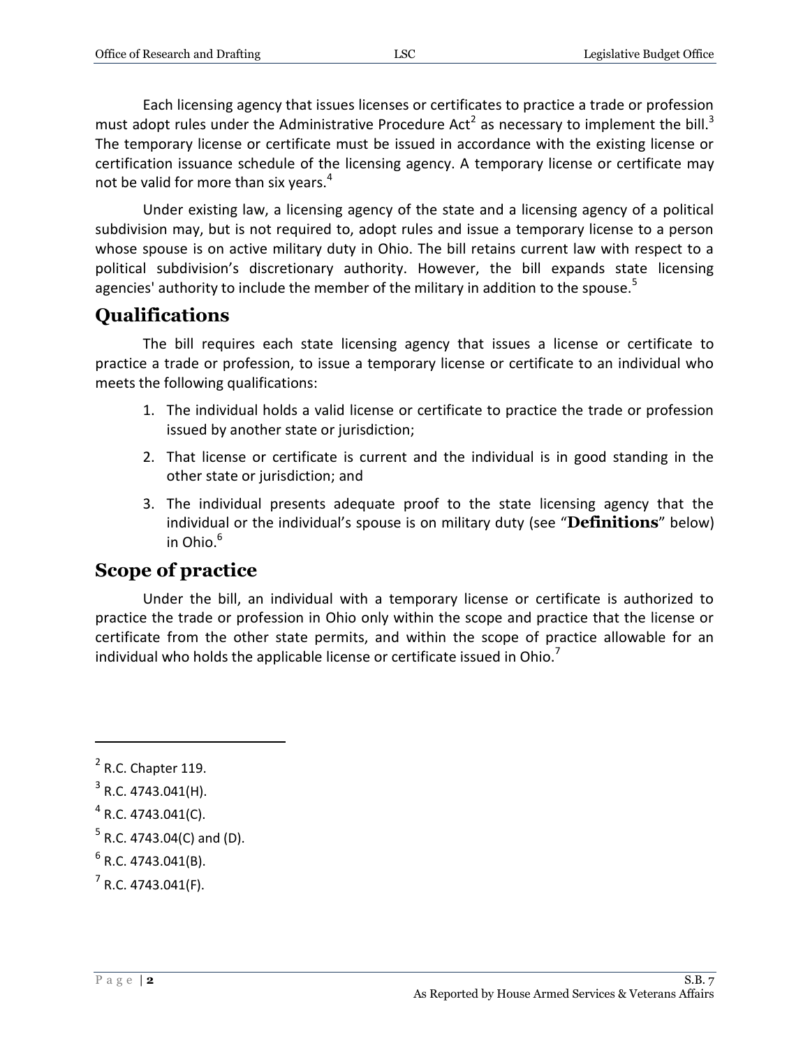Each licensing agency that issues licenses or certificates to practice a trade or profession must adopt rules under the Administrative Procedure Act[2] as necessary to implement the bill.[3] The temporary license or certificate must be issued in accordance with the existing license or certification issuance schedule of the licensing agency. A temporary license or certificate may not be valid for more than six years.[4]

Under existing law, a licensing agency of the state and a licensing agency of a political subdivision may, but is not required to, adopt rules and issue a temporary license to a person whose spouse is on active military duty in Ohio. The bill retains current law with respect to a political subdivision's discretionary authority. However, the bill expands state licensing agencies' authority to include the member of the military in addition to the spouse.[5]

## Qualifications

The bill requires each state licensing agency that issues a license or certificate to practice a trade or profession, to issue a temporary license or certificate to an individual who meets the following qualifications:

1. The individual holds a valid license or certificate to practice the trade or profession issued by another state or jurisdiction;
2. That license or certificate is current and the individual is in good standing in the other state or jurisdiction; and
3. The individual presents adequate proof to the state licensing agency that the individual or the individual's spouse is on military duty (see "**Definitions**" below) in Ohio.[6]

## Scope of practice

Under the bill, an individual with a temporary license or certificate is authorized to practice the trade or profession in Ohio only within the scope and practice that the license or certificate from the other state permits, and within the scope of practice allowable for an individual who holds the applicable license or certificate issued in Ohio.[7]

---

[2] R.C. Chapter 119.

[3] R.C. 4743.041(H).

[4] R.C. 4743.041(C).

[5] R.C. 4743.04(C) and (D).

[6] R.C. 4743.041(B).

[7] R.C. 4743.041(F).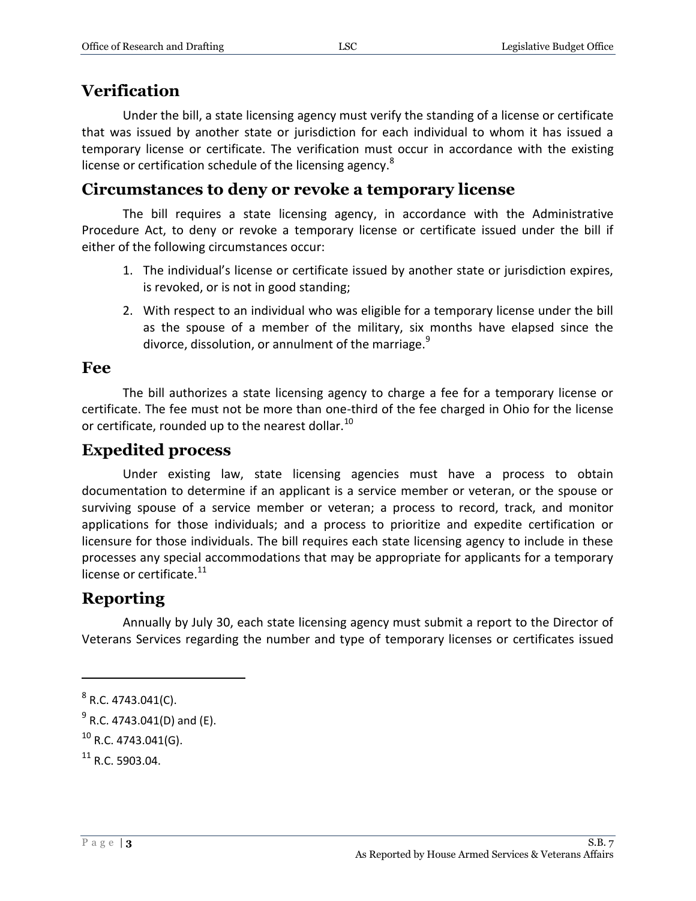## Verification

Under the bill, a state licensing agency must verify the standing of a license or certificate that was issued by another state or jurisdiction for each individual to whom it has issued a temporary license or certificate. The verification must occur in accordance with the existing license or certification schedule of the licensing agency.[8]

## Circumstances to deny or revoke a temporary license

The bill requires a state licensing agency, in accordance with the Administrative Procedure Act, to deny or revoke a temporary license or certificate issued under the bill if either of the following circumstances occur:

1. The individual's license or certificate issued by another state or jurisdiction expires, is revoked, or is not in good standing;
2. With respect to an individual who was eligible for a temporary license under the bill as the spouse of a member of the military, six months have elapsed since the divorce, dissolution, or annulment of the marriage.[9]

## Fee

The bill authorizes a state licensing agency to charge a fee for a temporary license or certificate. The fee must not be more than one-third of the fee charged in Ohio for the license or certificate, rounded up to the nearest dollar.[10]

## Expedited process

Under existing law, state licensing agencies must have a process to obtain documentation to determine if an applicant is a service member or veteran, or the spouse or surviving spouse of a service member or veteran; a process to record, track, and monitor applications for those individuals; and a process to prioritize and expedite certification or licensure for those individuals. The bill requires each state licensing agency to include in these processes any special accommodations that may be appropriate for applicants for a temporary license or certificate.[11]

## Reporting

Annually by July 30, each state licensing agency must submit a report to the Director of Veterans Services regarding the number and type of temporary licenses or certificates issued

---

[8] R.C. 4743.041(C).

[9] R.C. 4743.041(D) and (E).

[10] R.C. 4743.041(G).

[11] R.C. 5903.04.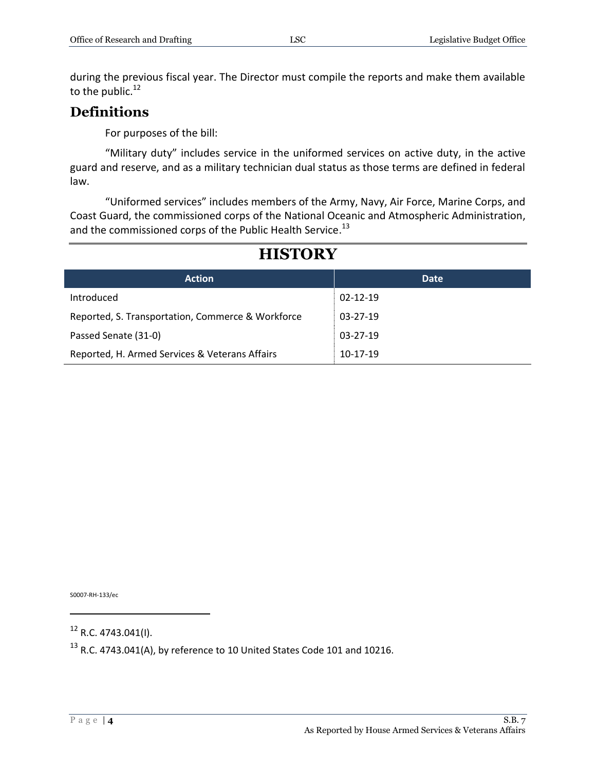during the previous fiscal year. The Director must compile the reports and make them available to the public.[12]

## Definitions

For purposes of the bill:

"Military duty" includes service in the uniformed services on active duty, in the active guard and reserve, and as a military technician dual status as those terms are defined in federal law.

"Uniformed services" includes members of the Army, Navy, Air Force, Marine Corps, and Coast Guard, the commissioned corps of the National Oceanic and Atmospheric Administration, and the commissioned corps of the Public Health Service.[13]

# HISTORY

| Action | Date |
|---|---|
| Introduced | 02-12-19 |
| Reported, S. Transportation, Commerce & Workforce | 03-27-19 |
| Passed Senate (31-0) | 03-27-19 |
| Reported, H. Armed Services & Veterans Affairs | 10-17-19 |

S0007-RH-133/ec

[12] R.C. 4743.041(I).

[13] R.C. 4743.041(A), by reference to 10 United States Code 101 and 10216.